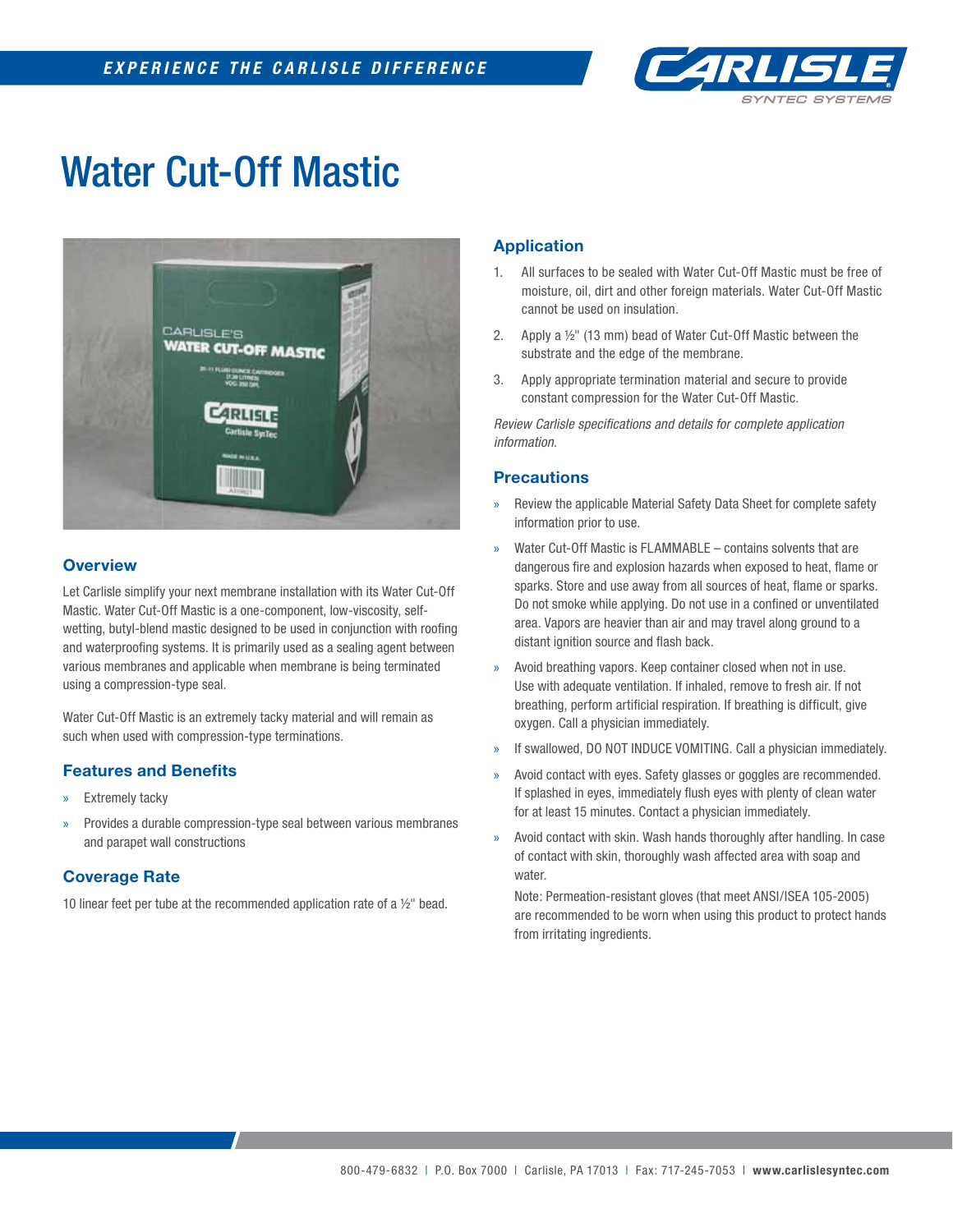# Water Cut-Off Mastic

## Overview

Let Carlisle simplify your next membrane installation with its Water Cut-Off Mastic. Water Cut-Off Mastic is a one-component, low-viscosity, self-wetting, butyl-blend mastic designed to be used in conjunction with roofing and waterproofing systems. It is primarily used as a sealing agent between various membranes and applicable when membrane is being terminated using a compression-type seal.

Water Cut-Off Mastic is an extremely tacky material and will remain as such when used with compression-type terminations.

## Features and Benefits

- Extremely tacky
- Provides a durable compression-type seal between various membranes and parapet wall constructions

## Coverage Rate

10 linear feet per tube at the recommended application rate of a ½" bead.

## Application

1. All surfaces to be sealed with Water Cut-Off Mastic must be free of moisture, oil, dirt and other foreign materials. Water Cut-Off Mastic cannot be used on insulation.
2. Apply a ½" (13 mm) bead of Water Cut-Off Mastic between the substrate and the edge of the membrane.
3. Apply appropriate termination material and secure to provide constant compression for the Water Cut-Off Mastic.

*Review Carlisle specifications and details for complete application information.*

## Precautions

- Review the applicable Material Safety Data Sheet for complete safety information prior to use.
- Water Cut-Off Mastic is FLAMMABLE – contains solvents that are dangerous fire and explosion hazards when exposed to heat, flame or sparks. Store and use away from all sources of heat, flame or sparks. Do not smoke while applying. Do not use in a confined or unventilated area. Vapors are heavier than air and may travel along ground to a distant ignition source and flash back.
- Avoid breathing vapors. Keep container closed when not in use. Use with adequate ventilation. If inhaled, remove to fresh air. If not breathing, perform artificial respiration. If breathing is difficult, give oxygen. Call a physician immediately.
- If swallowed, DO NOT INDUCE VOMITING. Call a physician immediately.
- Avoid contact with eyes. Safety glasses or goggles are recommended. If splashed in eyes, immediately flush eyes with plenty of clean water for at least 15 minutes. Contact a physician immediately.
- Avoid contact with skin. Wash hands thoroughly after handling. In case of contact with skin, thoroughly wash affected area with soap and water.

  Note: Permeation-resistant gloves (that meet ANSI/ISEA 105-2005) are recommended to be worn when using this product to protect hands from irritating ingredients.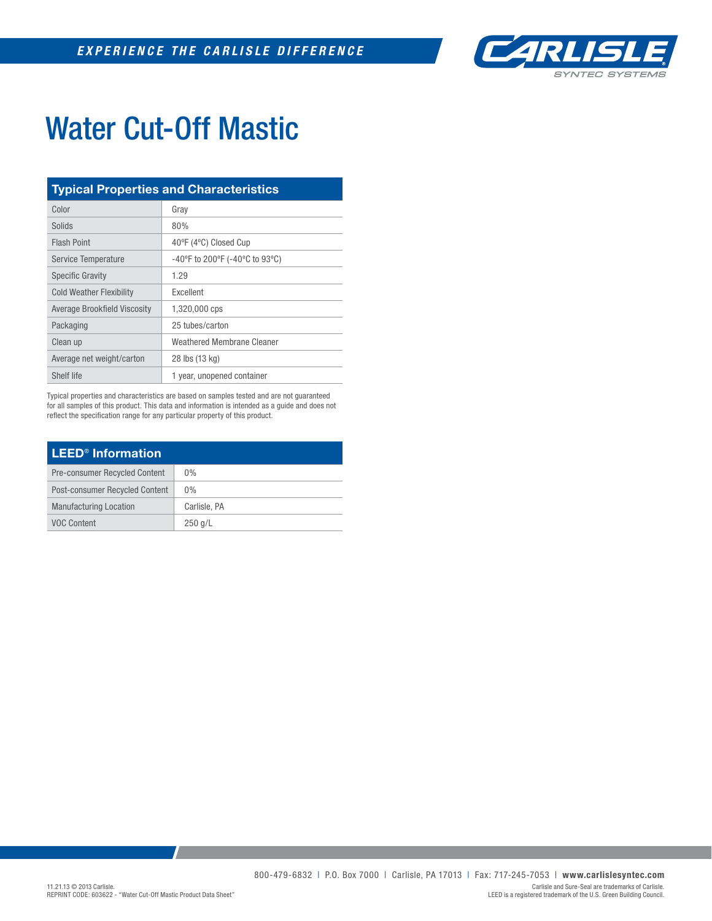# Water Cut-Off Mastic

| Typical Properties and Characteristics | |
|---|---|
| Color | Gray |
| Solids | 80% |
| Flash Point | 40ºF (4ºC) Closed Cup |
| Service Temperature | -40ºF to 200ºF (-40ºC to 93ºC) |
| Specific Gravity | 1.29 |
| Cold Weather Flexibility | Excellent |
| Average Brookfield Viscosity | 1,320,000 cps |
| Packaging | 25 tubes/carton |
| Clean up | Weathered Membrane Cleaner |
| Average net weight/carton | 28 lbs (13 kg) |
| Shelf life | 1 year, unopened container |

Typical properties and characteristics are based on samples tested and are not guaranteed for all samples of this product. This data and information is intended as a guide and does not reflect the specification range for any particular property of this product.

| LEED® Information | |
|---|---|
| Pre-consumer Recycled Content | 0% |
| Post-consumer Recycled Content | 0% |
| Manufacturing Location | Carlisle, PA |
| VOC Content | 250 g/L |

800-479-6832 | P.O. Box 7000 | Carlisle, PA 17013 | Fax: 717-245-7053 | **www.carlislesyntec.com**

11.21.13 © 2013 Carlisle.
REPRINT CODE: 603622 - "Water Cut-Off Mastic Product Data Sheet"

Carlisle and Sure-Seal are trademarks of Carlisle.
LEED is a registered trademark of the U.S. Green Building Council.